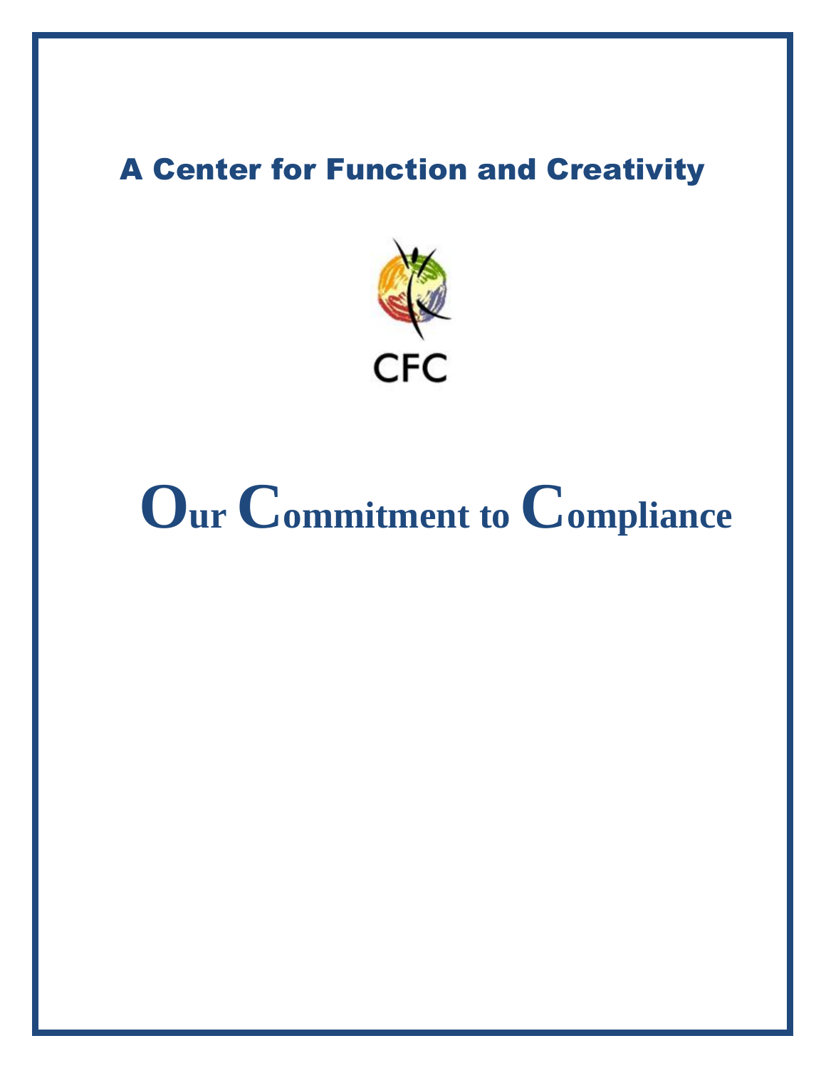## A Center for Function and Creativity

CFC

# Our Commitment to Compliance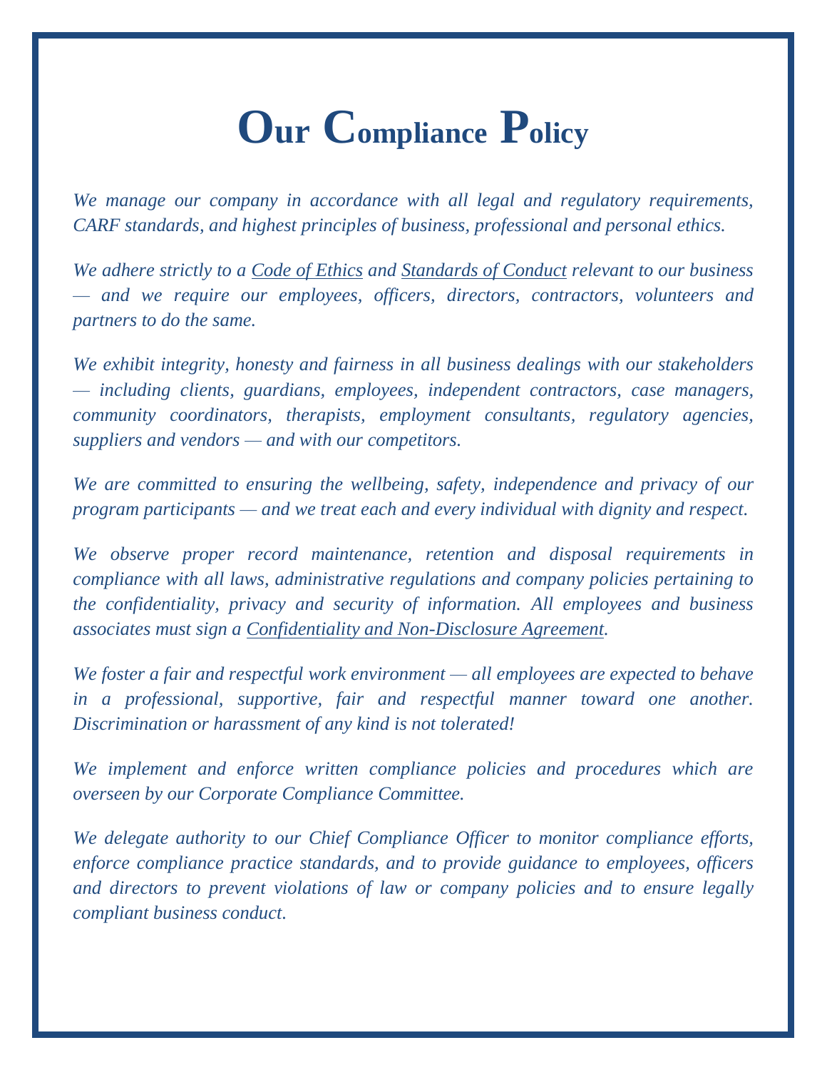# Our Compliance Policy

*We manage our company in accordance with all legal and regulatory requirements, CARF standards, and highest principles of business, professional and personal ethics.*

*We adhere strictly to a Code of Ethics and Standards of Conduct relevant to our business — and we require our employees, officers, directors, contractors, volunteers and partners to do the same.*

*We exhibit integrity, honesty and fairness in all business dealings with our stakeholders — including clients, guardians, employees, independent contractors, case managers, community coordinators, therapists, employment consultants, regulatory agencies, suppliers and vendors — and with our competitors.*

*We are committed to ensuring the wellbeing, safety, independence and privacy of our program participants — and we treat each and every individual with dignity and respect.*

*We observe proper record maintenance, retention and disposal requirements in compliance with all laws, administrative regulations and company policies pertaining to the confidentiality, privacy and security of information. All employees and business associates must sign a Confidentiality and Non-Disclosure Agreement.*

*We foster a fair and respectful work environment — all employees are expected to behave in a professional, supportive, fair and respectful manner toward one another. Discrimination or harassment of any kind is not tolerated!*

*We implement and enforce written compliance policies and procedures which are overseen by our Corporate Compliance Committee.*

*We delegate authority to our Chief Compliance Officer to monitor compliance efforts, enforce compliance practice standards, and to provide guidance to employees, officers and directors to prevent violations of law or company policies and to ensure legally compliant business conduct.*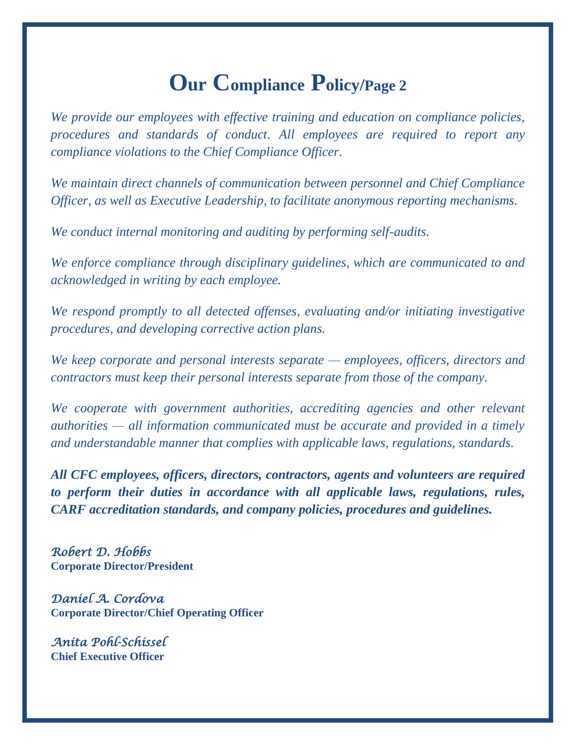# Our Compliance Policy/Page 2

*We provide our employees with effective training and education on compliance policies, procedures and standards of conduct. All employees are required to report any compliance violations to the Chief Compliance Officer.*

*We maintain direct channels of communication between personnel and Chief Compliance Officer, as well as Executive Leadership, to facilitate anonymous reporting mechanisms.*

*We conduct internal monitoring and auditing by performing self-audits.*

*We enforce compliance through disciplinary guidelines, which are communicated to and acknowledged in writing by each employee.*

*We respond promptly to all detected offenses, evaluating and/or initiating investigative procedures, and developing corrective action plans.*

*We keep corporate and personal interests separate — employees, officers, directors and contractors must keep their personal interests separate from those of the company.*

*We cooperate with government authorities, accrediting agencies and other relevant authorities — all information communicated must be accurate and provided in a timely and understandable manner that complies with applicable laws, regulations, standards.*

***All CFC employees, officers, directors, contractors, agents and volunteers are required to perform their duties in accordance with all applicable laws, regulations, rules, CARF accreditation standards, and company policies, procedures and guidelines.***

*Robert D. Hobbs*
**Corporate Director/President**

*Daniel A. Cordova*
**Corporate Director/Chief Operating Officer**

*Anita Pohl-Schissel*
**Chief Executive Officer**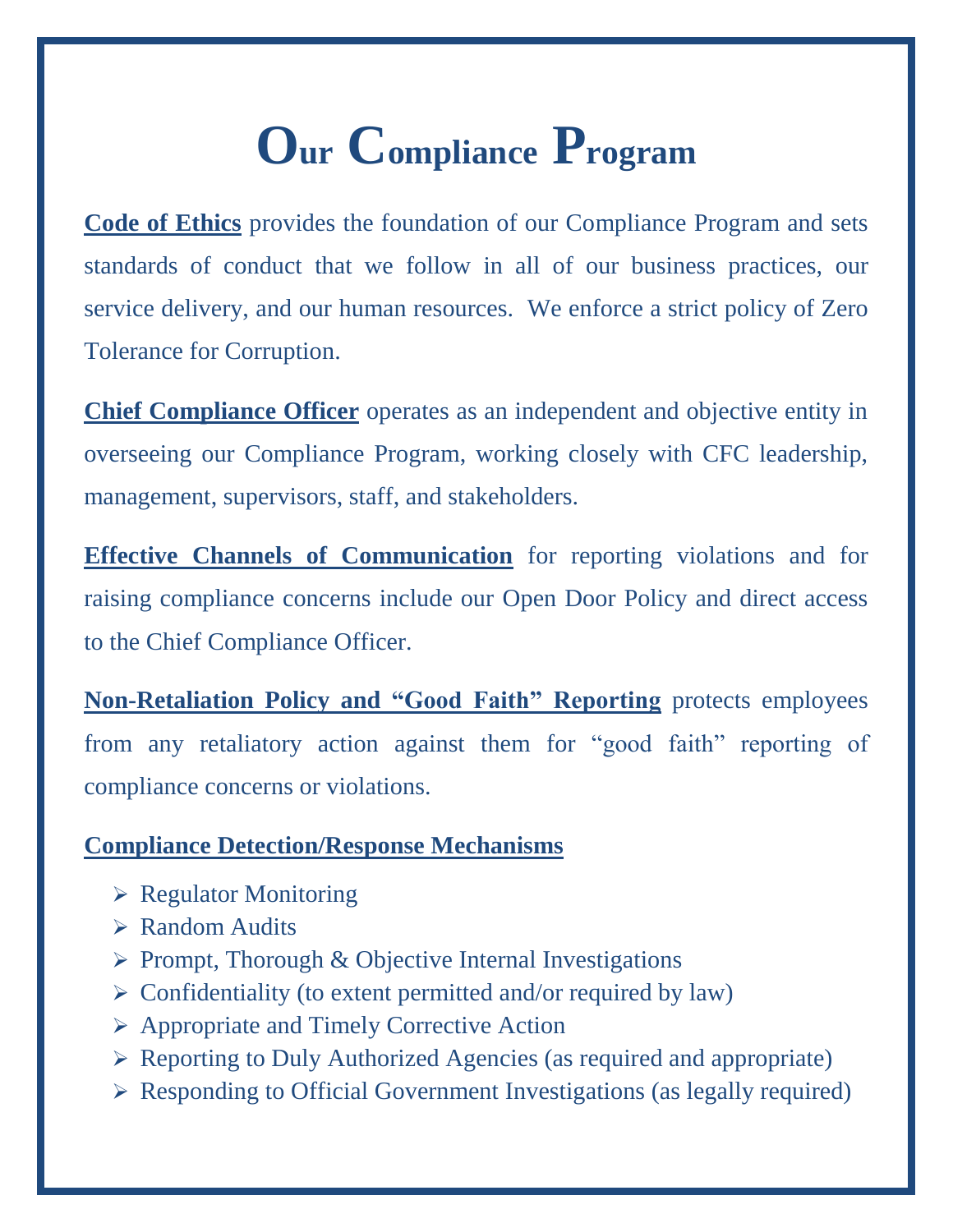# Our Compliance Program

**Code of Ethics** provides the foundation of our Compliance Program and sets standards of conduct that we follow in all of our business practices, our service delivery, and our human resources. We enforce a strict policy of Zero Tolerance for Corruption.

**Chief Compliance Officer** operates as an independent and objective entity in overseeing our Compliance Program, working closely with CFC leadership, management, supervisors, staff, and stakeholders.

**Effective Channels of Communication** for reporting violations and for raising compliance concerns include our Open Door Policy and direct access to the Chief Compliance Officer.

**Non-Retaliation Policy and "Good Faith" Reporting** protects employees from any retaliatory action against them for "good faith" reporting of compliance concerns or violations.

**Compliance Detection/Response Mechanisms**

- Regulator Monitoring
- Random Audits
- Prompt, Thorough & Objective Internal Investigations
- Confidentiality (to extent permitted and/or required by law)
- Appropriate and Timely Corrective Action
- Reporting to Duly Authorized Agencies (as required and appropriate)
- Responding to Official Government Investigations (as legally required)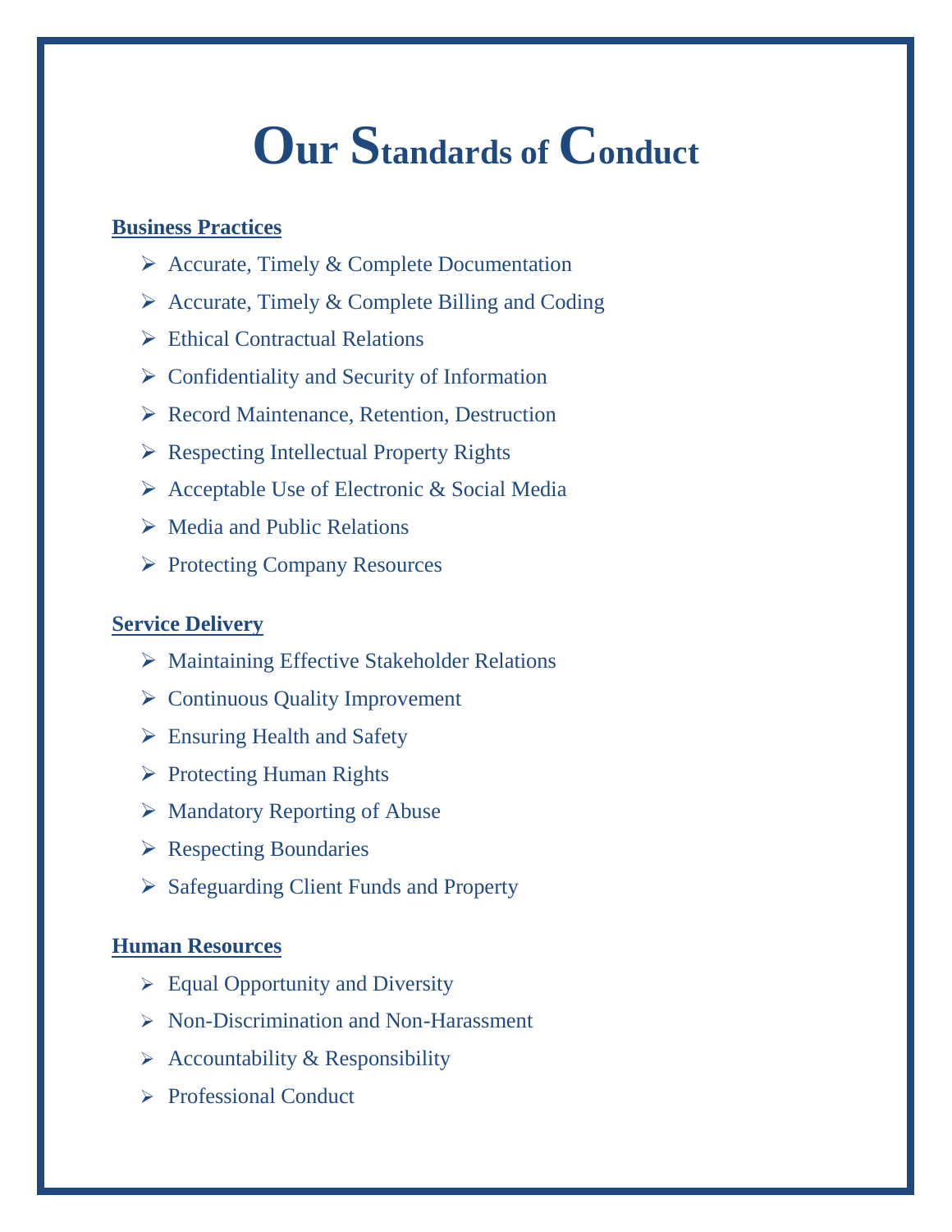# Our Standards of Conduct

**Business Practices**

- Accurate, Timely & Complete Documentation
- Accurate, Timely & Complete Billing and Coding
- Ethical Contractual Relations
- Confidentiality and Security of Information
- Record Maintenance, Retention, Destruction
- Respecting Intellectual Property Rights
- Acceptable Use of Electronic & Social Media
- Media and Public Relations
- Protecting Company Resources

**Service Delivery**

- Maintaining Effective Stakeholder Relations
- Continuous Quality Improvement
- Ensuring Health and Safety
- Protecting Human Rights
- Mandatory Reporting of Abuse
- Respecting Boundaries
- Safeguarding Client Funds and Property

**Human Resources**

- Equal Opportunity and Diversity
- Non-Discrimination and Non-Harassment
- Accountability & Responsibility
- Professional Conduct